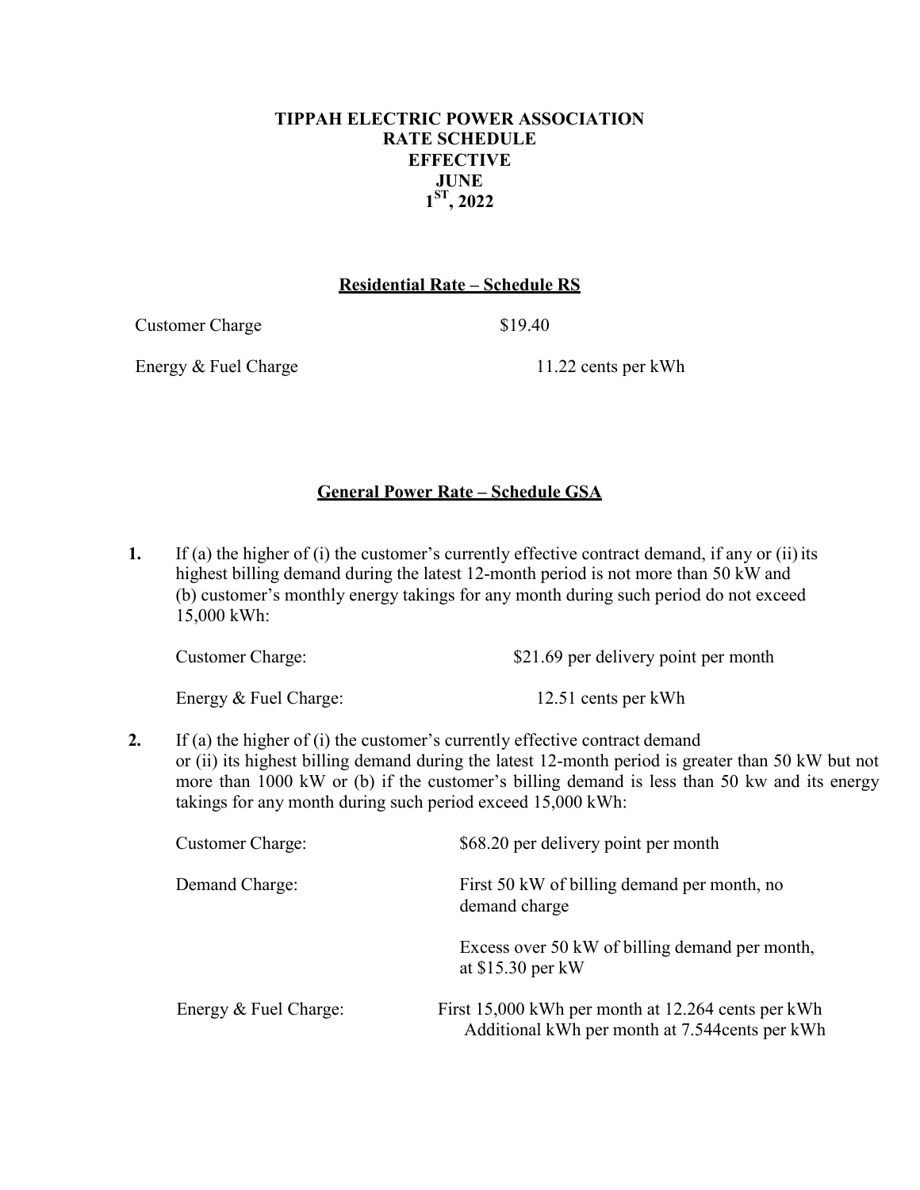# TIPPAH ELECTRIC POWER ASSOCIATION
# RATE SCHEDULE
# EFFECTIVE
# JUNE
# 1ST, 2022

## Residential Rate – Schedule RS

| | |
|---|---|
| Customer Charge | $19.40 |
| Energy & Fuel Charge | 11.22 cents per kWh |

## General Power Rate – Schedule GSA

**1.** If (a) the higher of (i) the customer's currently effective contract demand, if any or (ii) its highest billing demand during the latest 12-month period is not more than 50 kW and (b) customer's monthly energy takings for any month during such period do not exceed 15,000 kWh:

| | |
|---|---|
| Customer Charge: | $21.69 per delivery point per month |
| Energy & Fuel Charge: | 12.51 cents per kWh |

**2.** If (a) the higher of (i) the customer's currently effective contract demand or (ii) its highest billing demand during the latest 12-month period is greater than 50 kW but not more than 1000 kW or (b) if the customer's billing demand is less than 50 kw and its energy takings for any month during such period exceed 15,000 kWh:

| | |
|---|---|
| Customer Charge: | $68.20 per delivery point per month |
| Demand Charge: | First 50 kW of billing demand per month, no demand charge |
| | Excess over 50 kW of billing demand per month, at $15.30 per kW |
| Energy & Fuel Charge: | First 15,000 kWh per month at 12.264 cents per kWh<br>Additional kWh per month at 7.544cents per kWh |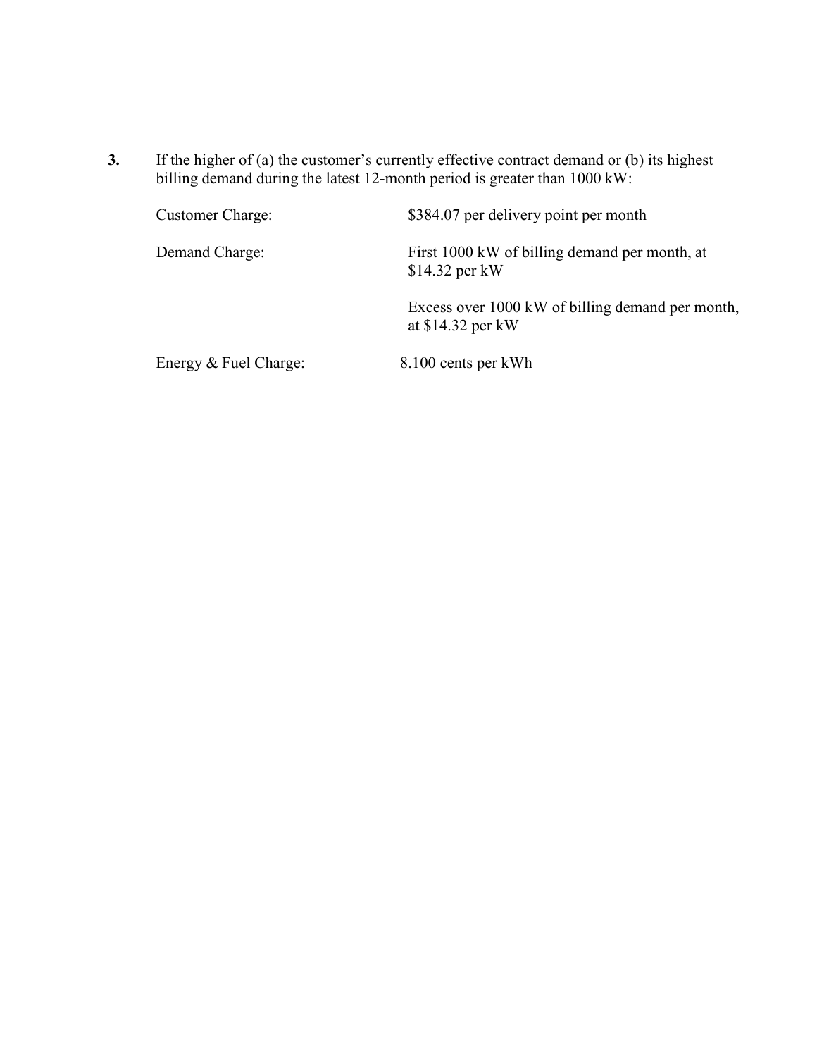**3.** If the higher of (a) the customer's currently effective contract demand or (b) its highest billing demand during the latest 12-month period is greater than 1000 kW:

Customer Charge: $384.07 per delivery point per month

Demand Charge: First 1000 kW of billing demand per month, at $14.32 per kW

Excess over 1000 kW of billing demand per month, at $14.32 per kW

Energy & Fuel Charge: 8.100 cents per kWh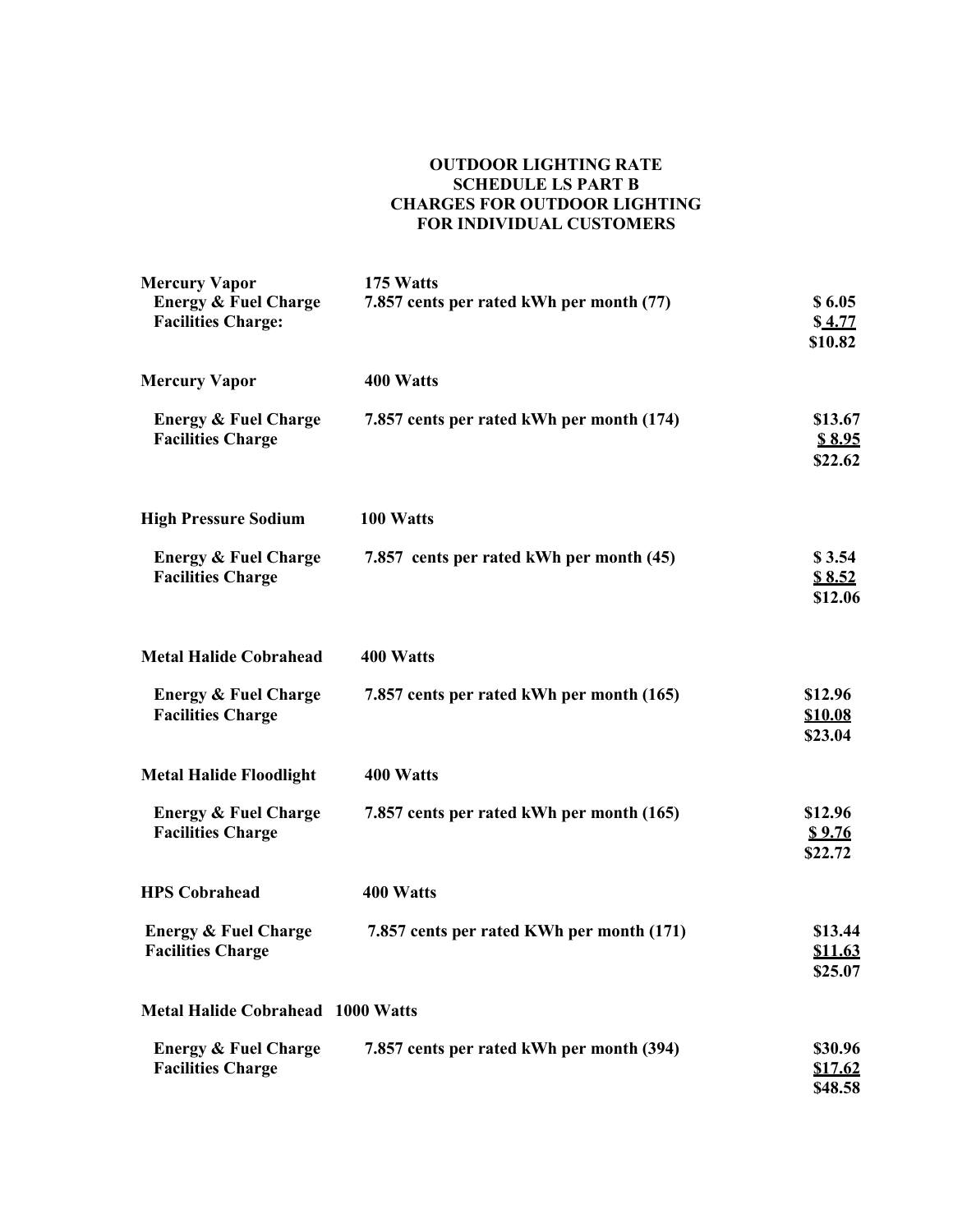**OUTDOOR LIGHTING RATE**
**SCHEDULE LS PART B**
**CHARGES FOR OUTDOOR LIGHTING**
**FOR INDIVIDUAL CUSTOMERS**

| | | |
|---|---|---|
| **Mercury Vapor** | **175 Watts** | |
| **Energy & Fuel Charge** | **7.857 cents per rated kWh per month (77)** | **$ 6.05** |
| **Facilities Charge:** | | **$ 4.77** |
| | | **$10.82** |
| **Mercury Vapor** | **400 Watts** | |
| **Energy & Fuel Charge** | **7.857 cents per rated kWh per month (174)** | **$13.67** |
| **Facilities Charge** | | **$ 8.95** |
| | | **$22.62** |
| **High Pressure Sodium** | **100 Watts** | |
| **Energy & Fuel Charge** | **7.857 cents per rated kWh per month (45)** | **$ 3.54** |
| **Facilities Charge** | | **$ 8.52** |
| | | **$12.06** |
| **Metal Halide Cobrahead** | **400 Watts** | |
| **Energy & Fuel Charge** | **7.857 cents per rated kWh per month (165)** | **$12.96** |
| **Facilities Charge** | | **$10.08** |
| | | **$23.04** |
| **Metal Halide Floodlight** | **400 Watts** | |
| **Energy & Fuel Charge** | **7.857 cents per rated kWh per month (165)** | **$12.96** |
| **Facilities Charge** | | **$ 9.76** |
| | | **$22.72** |
| **HPS Cobrahead** | **400 Watts** | |
| **Energy & Fuel Charge** | **7.857 cents per rated KWh per month (171)** | **$13.44** |
| **Facilities Charge** | | **$11.63** |
| | | **$25.07** |
| **Metal Halide Cobrahead** | **1000 Watts** | |
| **Energy & Fuel Charge** | **7.857 cents per rated kWh per month (394)** | **$30.96** |
| **Facilities Charge** | | **$17.62** |
| | | **$48.58** |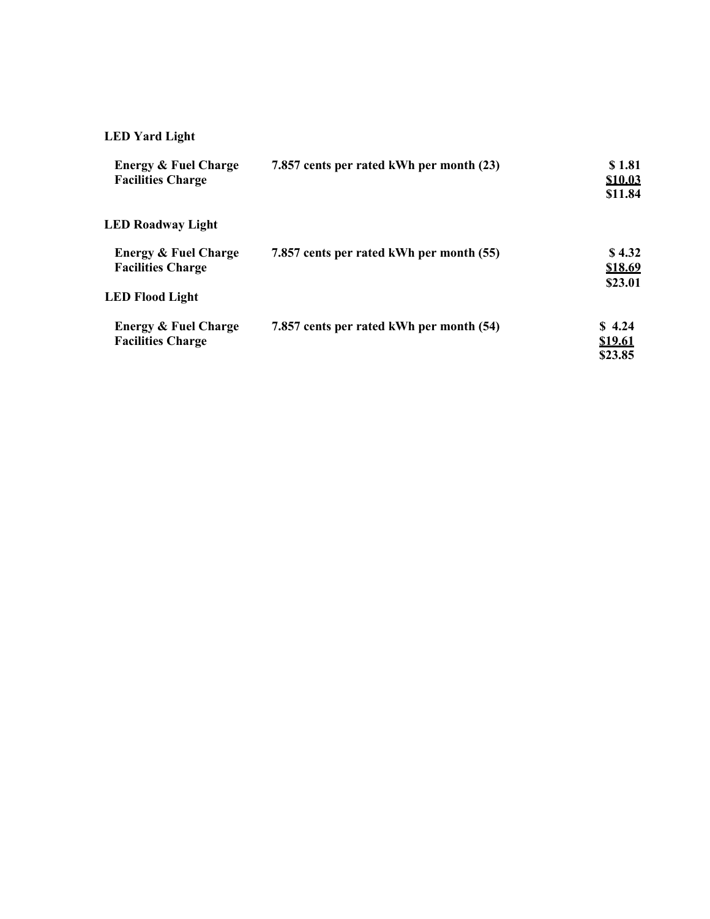**LED Yard Light**

| | | |
|---|---|---|
| **Energy & Fuel Charge** | **7.857 cents per rated kWh per month (23)** | **$ 1.81** |
| **Facilities Charge** | | **$10.03** |
| | | **$11.84** |

**LED Roadway Light**

| | | |
|---|---|---|
| **Energy & Fuel Charge** | **7.857 cents per rated kWh per month (55)** | **$ 4.32** |
| **Facilities Charge** | | **$18.69** |
| | | **$23.01** |

**LED Flood Light**

| | | |
|---|---|---|
| **Energy & Fuel Charge** | **7.857 cents per rated kWh per month (54)** | **$ 4.24** |
| **Facilities Charge** | | **$19.61** |
| | | **$23.85** |